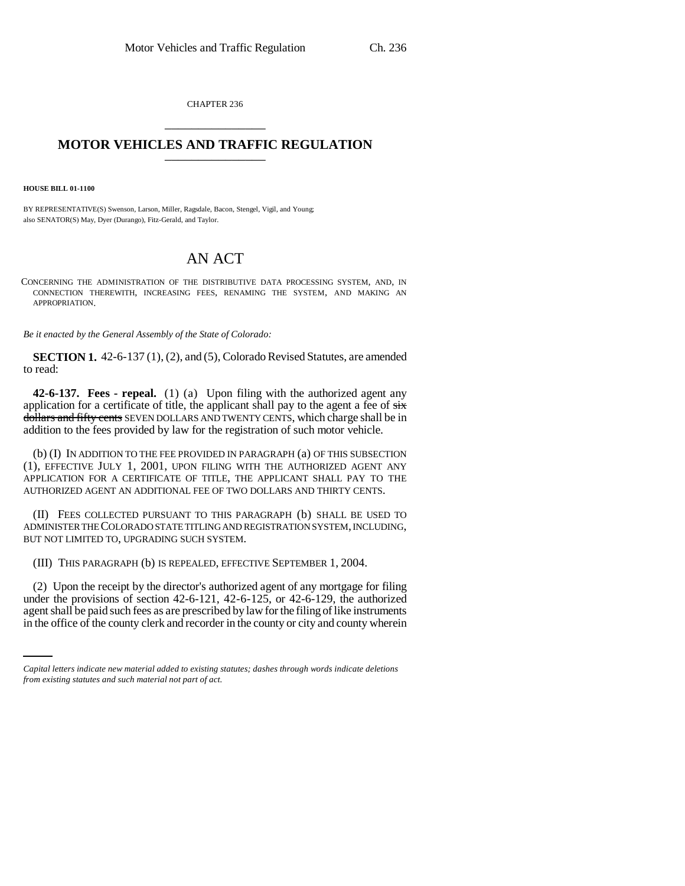CHAPTER 236

# MOTOR VEHICLES AND TRAFFIC REGULATION

**HOUSE BILL 01-1100**

BY REPRESENTATIVE(S) Swenson, Larson, Miller, Ragsdale, Bacon, Stengel, Vigil, and Young;
also SENATOR(S) May, Dyer (Durango), Fitz-Gerald, and Taylor.

## AN ACT

CONCERNING THE ADMINISTRATION OF THE DISTRIBUTIVE DATA PROCESSING SYSTEM, AND, IN CONNECTION THEREWITH, INCREASING FEES, RENAMING THE SYSTEM, AND MAKING AN APPROPRIATION.

*Be it enacted by the General Assembly of the State of Colorado:*

**SECTION 1.** 42-6-137 (1), (2), and (5), Colorado Revised Statutes, are amended to read:

**42-6-137. Fees - repeal.** (1) (a) Upon filing with the authorized agent any application for a certificate of title, the applicant shall pay to the agent a fee of ~~six dollars and fifty cents~~ SEVEN DOLLARS AND TWENTY CENTS, which charge shall be in addition to the fees provided by law for the registration of such motor vehicle.

(b) (I) IN ADDITION TO THE FEE PROVIDED IN PARAGRAPH (a) OF THIS SUBSECTION (1), EFFECTIVE JULY 1, 2001, UPON FILING WITH THE AUTHORIZED AGENT ANY APPLICATION FOR A CERTIFICATE OF TITLE, THE APPLICANT SHALL PAY TO THE AUTHORIZED AGENT AN ADDITIONAL FEE OF TWO DOLLARS AND THIRTY CENTS.

(II) FEES COLLECTED PURSUANT TO THIS PARAGRAPH (b) SHALL BE USED TO ADMINISTER THE COLORADO STATE TITLING AND REGISTRATION SYSTEM, INCLUDING, BUT NOT LIMITED TO, UPGRADING SUCH SYSTEM.

(III) THIS PARAGRAPH (b) IS REPEALED, EFFECTIVE SEPTEMBER 1, 2004.

(2) Upon the receipt by the director's authorized agent of any mortgage for filing under the provisions of section 42-6-121, 42-6-125, or 42-6-129, the authorized agent shall be paid such fees as are prescribed by law for the filing of like instruments in the office of the county clerk and recorder in the county or city and county wherein

*Capital letters indicate new material added to existing statutes; dashes through words indicate deletions from existing statutes and such material not part of act.*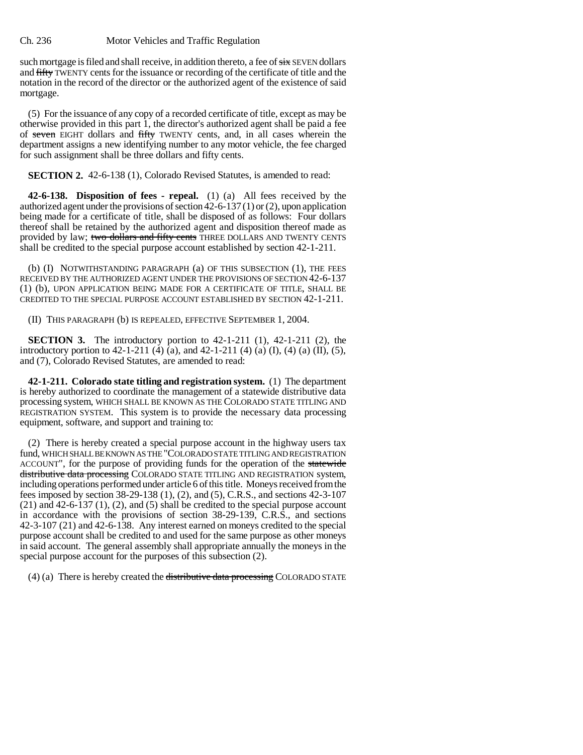such mortgage is filed and shall receive, in addition thereto, a fee of ~~six~~ SEVEN dollars and ~~fifty~~ TWENTY cents for the issuance or recording of the certificate of title and the notation in the record of the director or the authorized agent of the existence of said mortgage.

(5) For the issuance of any copy of a recorded certificate of title, except as may be otherwise provided in this part 1, the director's authorized agent shall be paid a fee of ~~seven~~ EIGHT dollars and ~~fifty~~ TWENTY cents, and, in all cases wherein the department assigns a new identifying number to any motor vehicle, the fee charged for such assignment shall be three dollars and fifty cents.

**SECTION 2.** 42-6-138 (1), Colorado Revised Statutes, is amended to read:

**42-6-138. Disposition of fees - repeal.** (1) (a) All fees received by the authorized agent under the provisions of section 42-6-137 (1) or (2), upon application being made for a certificate of title, shall be disposed of as follows: Four dollars thereof shall be retained by the authorized agent and disposition thereof made as provided by law; ~~two dollars and fifty cents~~ THREE DOLLARS AND TWENTY CENTS shall be credited to the special purpose account established by section 42-1-211.

(b) (I) NOTWITHSTANDING PARAGRAPH (a) OF THIS SUBSECTION (1), THE FEES RECEIVED BY THE AUTHORIZED AGENT UNDER THE PROVISIONS OF SECTION 42-6-137 (1) (b), UPON APPLICATION BEING MADE FOR A CERTIFICATE OF TITLE, SHALL BE CREDITED TO THE SPECIAL PURPOSE ACCOUNT ESTABLISHED BY SECTION 42-1-211.

(II) THIS PARAGRAPH (b) IS REPEALED, EFFECTIVE SEPTEMBER 1, 2004.

**SECTION 3.** The introductory portion to 42-1-211 (1), 42-1-211 (2), the introductory portion to 42-1-211 (4) (a), and 42-1-211 (4) (a) (I), (4) (a) (II), (5), and (7), Colorado Revised Statutes, are amended to read:

**42-1-211. Colorado state titling and registration system.** (1) The department is hereby authorized to coordinate the management of a statewide distributive data processing system, WHICH SHALL BE KNOWN AS THE COLORADO STATE TITLING AND REGISTRATION SYSTEM. This system is to provide the necessary data processing equipment, software, and support and training to:

(2) There is hereby created a special purpose account in the highway users tax fund, WHICH SHALL BE KNOWN AS THE "COLORADO STATE TITLING AND REGISTRATION ACCOUNT", for the purpose of providing funds for the operation of the ~~statewide distributive data processing~~ COLORADO STATE TITLING AND REGISTRATION system, including operations performed under article 6 of this title. Moneys received from the fees imposed by section 38-29-138 (1), (2), and (5), C.R.S., and sections 42-3-107 (21) and 42-6-137 (1), (2), and (5) shall be credited to the special purpose account in accordance with the provisions of section 38-29-139, C.R.S., and sections 42-3-107 (21) and 42-6-138. Any interest earned on moneys credited to the special purpose account shall be credited to and used for the same purpose as other moneys in said account. The general assembly shall appropriate annually the moneys in the special purpose account for the purposes of this subsection (2).

(4) (a) There is hereby created the ~~distributive data processing~~ COLORADO STATE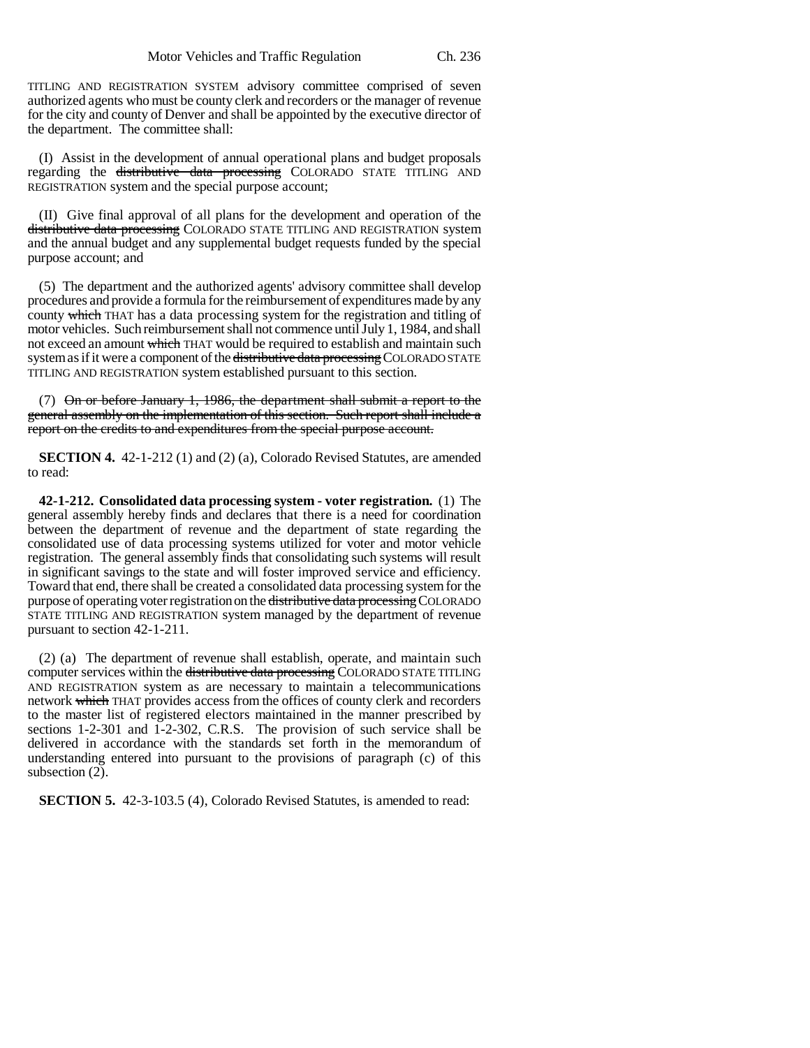TITLING AND REGISTRATION SYSTEM advisory committee comprised of seven authorized agents who must be county clerk and recorders or the manager of revenue for the city and county of Denver and shall be appointed by the executive director of the department. The committee shall:

(I) Assist in the development of annual operational plans and budget proposals regarding the ~~distributive data processing~~ COLORADO STATE TITLING AND REGISTRATION system and the special purpose account;

(II) Give final approval of all plans for the development and operation of the ~~distributive data processing~~ COLORADO STATE TITLING AND REGISTRATION system and the annual budget and any supplemental budget requests funded by the special purpose account; and

(5) The department and the authorized agents' advisory committee shall develop procedures and provide a formula for the reimbursement of expenditures made by any county ~~which~~ THAT has a data processing system for the registration and titling of motor vehicles. Such reimbursement shall not commence until July 1, 1984, and shall not exceed an amount ~~which~~ THAT would be required to establish and maintain such system as if it were a component of the ~~distributive data processing~~ COLORADO STATE TITLING AND REGISTRATION system established pursuant to this section.

(7) ~~On or before January 1, 1986, the department shall submit a report to the general assembly on the implementation of this section. Such report shall include a report on the credits to and expenditures from the special purpose account.~~

**SECTION 4.** 42-1-212 (1) and (2) (a), Colorado Revised Statutes, are amended to read:

**42-1-212. Consolidated data processing system - voter registration.** (1) The general assembly hereby finds and declares that there is a need for coordination between the department of revenue and the department of state regarding the consolidated use of data processing systems utilized for voter and motor vehicle registration. The general assembly finds that consolidating such systems will result in significant savings to the state and will foster improved service and efficiency. Toward that end, there shall be created a consolidated data processing system for the purpose of operating voter registration on the ~~distributive data processing~~ COLORADO STATE TITLING AND REGISTRATION system managed by the department of revenue pursuant to section 42-1-211.

(2) (a) The department of revenue shall establish, operate, and maintain such computer services within the ~~distributive data processing~~ COLORADO STATE TITLING AND REGISTRATION system as are necessary to maintain a telecommunications network ~~which~~ THAT provides access from the offices of county clerk and recorders to the master list of registered electors maintained in the manner prescribed by sections 1-2-301 and 1-2-302, C.R.S. The provision of such service shall be delivered in accordance with the standards set forth in the memorandum of understanding entered into pursuant to the provisions of paragraph (c) of this subsection (2).

**SECTION 5.** 42-3-103.5 (4), Colorado Revised Statutes, is amended to read: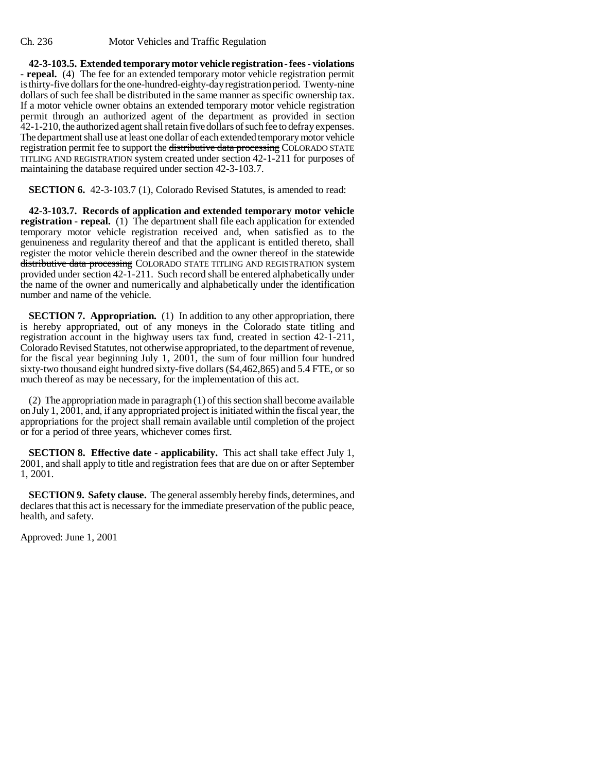**42-3-103.5. Extended temporary motor vehicle registration - fees - violations - repeal.** (4) The fee for an extended temporary motor vehicle registration permit is thirty-five dollars for the one-hundred-eighty-day registration period. Twenty-nine dollars of such fee shall be distributed in the same manner as specific ownership tax. If a motor vehicle owner obtains an extended temporary motor vehicle registration permit through an authorized agent of the department as provided in section 42-1-210, the authorized agent shall retain five dollars of such fee to defray expenses. The department shall use at least one dollar of each extended temporary motor vehicle registration permit fee to support the ~~distributive data processing~~ COLORADO STATE TITLING AND REGISTRATION system created under section 42-1-211 for purposes of maintaining the database required under section 42-3-103.7.

**SECTION 6.** 42-3-103.7 (1), Colorado Revised Statutes, is amended to read:

**42-3-103.7. Records of application and extended temporary motor vehicle registration - repeal.** (1) The department shall file each application for extended temporary motor vehicle registration received and, when satisfied as to the genuineness and regularity thereof and that the applicant is entitled thereto, shall register the motor vehicle therein described and the owner thereof in the ~~statewide distributive data processing~~ COLORADO STATE TITLING AND REGISTRATION system provided under section 42-1-211. Such record shall be entered alphabetically under the name of the owner and numerically and alphabetically under the identification number and name of the vehicle.

**SECTION 7. Appropriation.** (1) In addition to any other appropriation, there is hereby appropriated, out of any moneys in the Colorado state titling and registration account in the highway users tax fund, created in section 42-1-211, Colorado Revised Statutes, not otherwise appropriated, to the department of revenue, for the fiscal year beginning July 1, 2001, the sum of four million four hundred sixty-two thousand eight hundred sixty-five dollars ($4,462,865) and 5.4 FTE, or so much thereof as may be necessary, for the implementation of this act.

(2) The appropriation made in paragraph (1) of this section shall become available on July 1, 2001, and, if any appropriated project is initiated within the fiscal year, the appropriations for the project shall remain available until completion of the project or for a period of three years, whichever comes first.

**SECTION 8. Effective date - applicability.** This act shall take effect July 1, 2001, and shall apply to title and registration fees that are due on or after September 1, 2001.

**SECTION 9. Safety clause.** The general assembly hereby finds, determines, and declares that this act is necessary for the immediate preservation of the public peace, health, and safety.

Approved: June 1, 2001